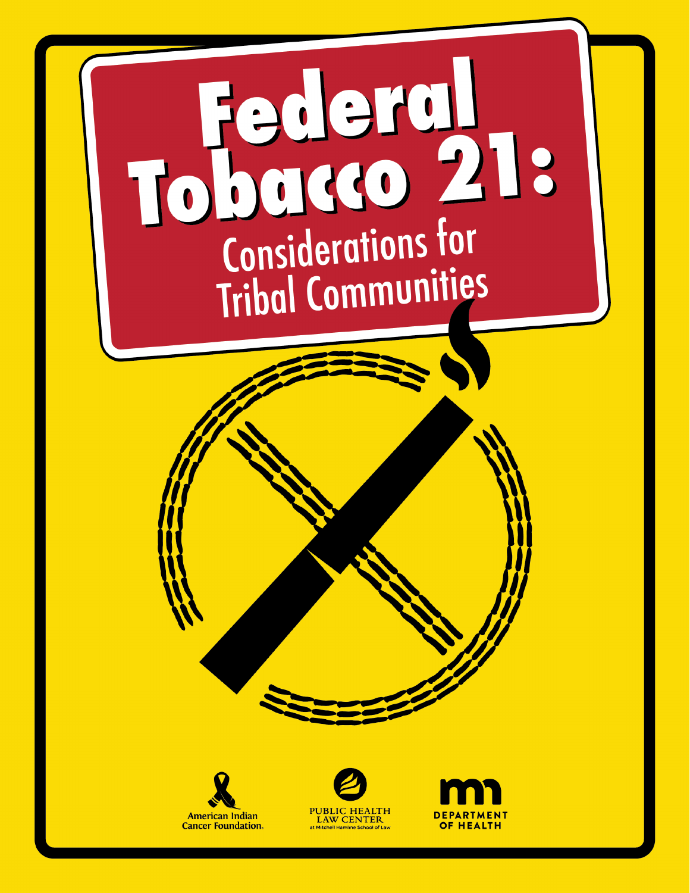# Federal Tobacco 21:

## Considerations for Tribal Communities

American Indian Cancer Foundation

PUBLIC HEALTH LAW CENTER at Mitchell Hamline School of Law

mn DEPARTMENT OF HEALTH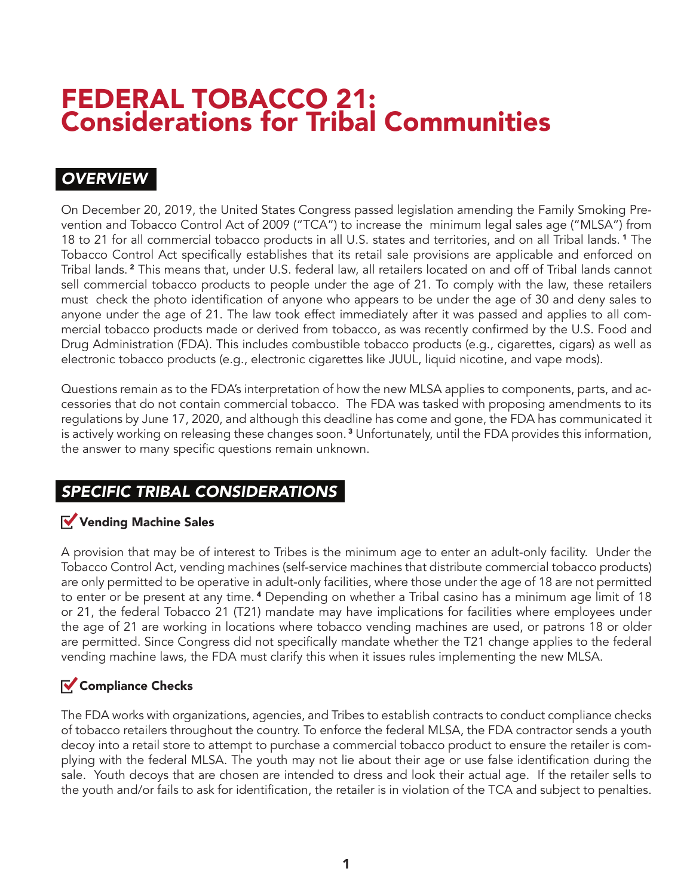# FEDERAL TOBACCO 21: Considerations for Tribal Communities

## OVERVIEW

On December 20, 2019, the United States Congress passed legislation amending the Family Smoking Prevention and Tobacco Control Act of 2009 ("TCA") to increase the minimum legal sales age ("MLSA") from 18 to 21 for all commercial tobacco products in all U.S. states and territories, and on all Tribal lands.[1] The Tobacco Control Act specifically establishes that its retail sale provisions are applicable and enforced on Tribal lands.[2] This means that, under U.S. federal law, all retailers located on and off of Tribal lands cannot sell commercial tobacco products to people under the age of 21. To comply with the law, these retailers must check the photo identification of anyone who appears to be under the age of 30 and deny sales to anyone under the age of 21. The law took effect immediately after it was passed and applies to all commercial tobacco products made or derived from tobacco, as was recently confirmed by the U.S. Food and Drug Administration (FDA). This includes combustible tobacco products (e.g., cigarettes, cigars) as well as electronic tobacco products (e.g., electronic cigarettes like JUUL, liquid nicotine, and vape mods).

Questions remain as to the FDA's interpretation of how the new MLSA applies to components, parts, and accessories that do not contain commercial tobacco. The FDA was tasked with proposing amendments to its regulations by June 17, 2020, and although this deadline has come and gone, the FDA has communicated it is actively working on releasing these changes soon.[3] Unfortunately, until the FDA provides this information, the answer to many specific questions remain unknown.

## SPECIFIC TRIBAL CONSIDERATIONS

### Vending Machine Sales

A provision that may be of interest to Tribes is the minimum age to enter an adult-only facility. Under the Tobacco Control Act, vending machines (self-service machines that distribute commercial tobacco products) are only permitted to be operative in adult-only facilities, where those under the age of 18 are not permitted to enter or be present at any time.[4] Depending on whether a Tribal casino has a minimum age limit of 18 or 21, the federal Tobacco 21 (T21) mandate may have implications for facilities where employees under the age of 21 are working in locations where tobacco vending machines are used, or patrons 18 or older are permitted. Since Congress did not specifically mandate whether the T21 change applies to the federal vending machine laws, the FDA must clarify this when it issues rules implementing the new MLSA.

### Compliance Checks

The FDA works with organizations, agencies, and Tribes to establish contracts to conduct compliance checks of tobacco retailers throughout the country. To enforce the federal MLSA, the FDA contractor sends a youth decoy into a retail store to attempt to purchase a commercial tobacco product to ensure the retailer is complying with the federal MLSA. The youth may not lie about their age or use false identification during the sale. Youth decoys that are chosen are intended to dress and look their actual age. If the retailer sells to the youth and/or fails to ask for identification, the retailer is in violation of the TCA and subject to penalties.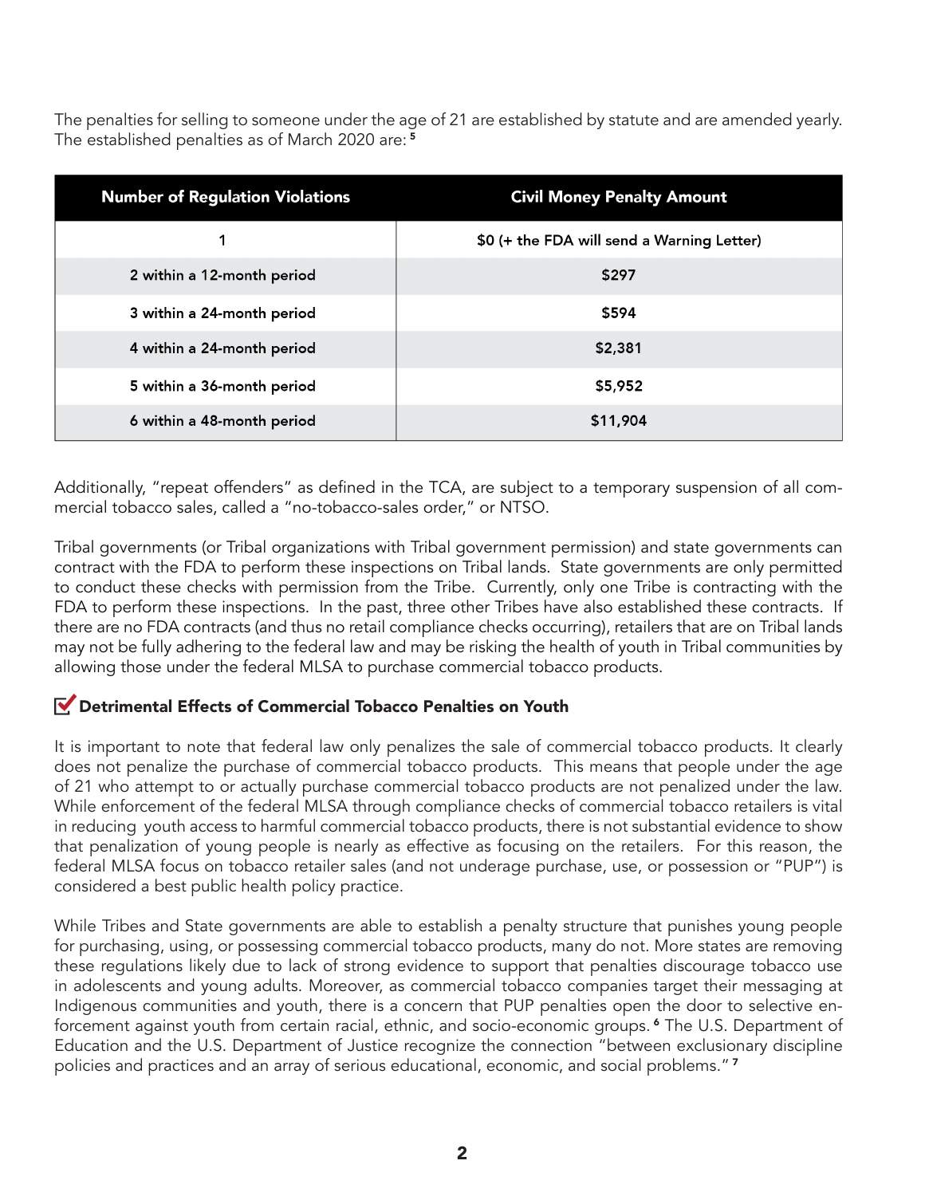The penalties for selling to someone under the age of 21 are established by statute and are amended yearly. The established penalties as of March 2020 are: [5]

| Number of Regulation Violations | Civil Money Penalty Amount |
| --- | --- |
| 1 | $0 (+ the FDA will send a Warning Letter) |
| 2 within a 12-month period | $297 |
| 3 within a 24-month period | $594 |
| 4 within a 24-month period | $2,381 |
| 5 within a 36-month period | $5,952 |
| 6 within a 48-month period | $11,904 |

Additionally, "repeat offenders" as defined in the TCA, are subject to a temporary suspension of all commercial tobacco sales, called a "no-tobacco-sales order," or NTSO.

Tribal governments (or Tribal organizations with Tribal government permission) and state governments can contract with the FDA to perform these inspections on Tribal lands. State governments are only permitted to conduct these checks with permission from the Tribe. Currently, only one Tribe is contracting with the FDA to perform these inspections. In the past, three other Tribes have also established these contracts. If there are no FDA contracts (and thus no retail compliance checks occurring), retailers that are on Tribal lands may not be fully adhering to the federal law and may be risking the health of youth in Tribal communities by allowing those under the federal MLSA to purchase commercial tobacco products.

### Detrimental Effects of Commercial Tobacco Penalties on Youth

It is important to note that federal law only penalizes the sale of commercial tobacco products. It clearly does not penalize the purchase of commercial tobacco products. This means that people under the age of 21 who attempt to or actually purchase commercial tobacco products are not penalized under the law. While enforcement of the federal MLSA through compliance checks of commercial tobacco retailers is vital in reducing youth access to harmful commercial tobacco products, there is not substantial evidence to show that penalization of young people is nearly as effective as focusing on the retailers. For this reason, the federal MLSA focus on tobacco retailer sales (and not underage purchase, use, or possession or "PUP") is considered a best public health policy practice.

While Tribes and State governments are able to establish a penalty structure that punishes young people for purchasing, using, or possessing commercial tobacco products, many do not. More states are removing these regulations likely due to lack of strong evidence to support that penalties discourage tobacco use in adolescents and young adults. Moreover, as commercial tobacco companies target their messaging at Indigenous communities and youth, there is a concern that PUP penalties open the door to selective enforcement against youth from certain racial, ethnic, and socio-economic groups. [6] The U.S. Department of Education and the U.S. Department of Justice recognize the connection "between exclusionary discipline policies and practices and an array of serious educational, economic, and social problems." [7]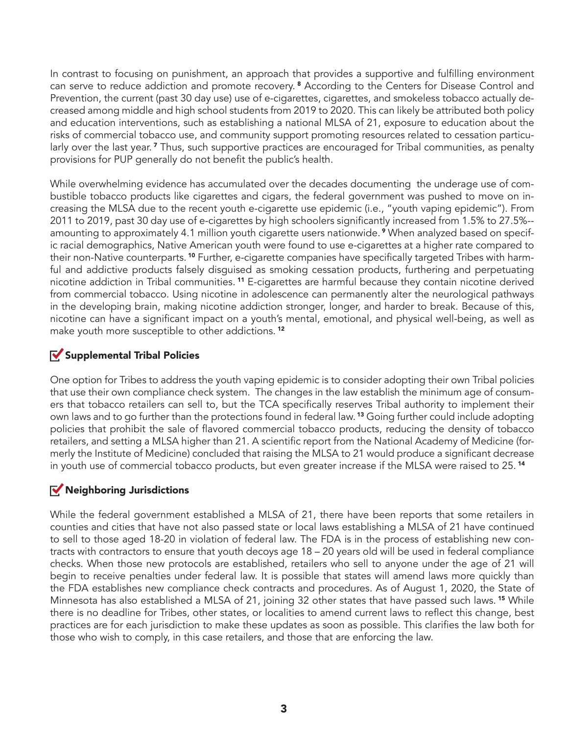In contrast to focusing on punishment, an approach that provides a supportive and fulfilling environment can serve to reduce addiction and promote recovery.[8] According to the Centers for Disease Control and Prevention, the current (past 30 day use) use of e-cigarettes, cigarettes, and smokeless tobacco actually decreased among middle and high school students from 2019 to 2020. This can likely be attributed both policy and education interventions, such as establishing a national MLSA of 21, exposure to education about the risks of commercial tobacco use, and community support promoting resources related to cessation particularly over the last year.[7] Thus, such supportive practices are encouraged for Tribal communities, as penalty provisions for PUP generally do not benefit the public's health.

While overwhelming evidence has accumulated over the decades documenting the underage use of combustible tobacco products like cigarettes and cigars, the federal government was pushed to move on increasing the MLSA due to the recent youth e-cigarette use epidemic (i.e., "youth vaping epidemic"). From 2011 to 2019, past 30 day use of e-cigarettes by high schoolers significantly increased from 1.5% to 27.5%--amounting to approximately 4.1 million youth cigarette users nationwide.[9] When analyzed based on specific racial demographics, Native American youth were found to use e-cigarettes at a higher rate compared to their non-Native counterparts.[10] Further, e-cigarette companies have specifically targeted Tribes with harmful and addictive products falsely disguised as smoking cessation products, furthering and perpetuating nicotine addiction in Tribal communities.[11] E-cigarettes are harmful because they contain nicotine derived from commercial tobacco. Using nicotine in adolescence can permanently alter the neurological pathways in the developing brain, making nicotine addiction stronger, longer, and harder to break. Because of this, nicotine can have a significant impact on a youth's mental, emotional, and physical well-being, as well as make youth more susceptible to other addictions.[12]

## Supplemental Tribal Policies

One option for Tribes to address the youth vaping epidemic is to consider adopting their own Tribal policies that use their own compliance check system. The changes in the law establish the minimum age of consumers that tobacco retailers can sell to, but the TCA specifically reserves Tribal authority to implement their own laws and to go further than the protections found in federal law.[13] Going further could include adopting policies that prohibit the sale of flavored commercial tobacco products, reducing the density of tobacco retailers, and setting a MLSA higher than 21. A scientific report from the National Academy of Medicine (formerly the Institute of Medicine) concluded that raising the MLSA to 21 would produce a significant decrease in youth use of commercial tobacco products, but even greater increase if the MLSA were raised to 25.[14]

## Neighboring Jurisdictions

While the federal government established a MLSA of 21, there have been reports that some retailers in counties and cities that have not also passed state or local laws establishing a MLSA of 21 have continued to sell to those aged 18-20 in violation of federal law. The FDA is in the process of establishing new contracts with contractors to ensure that youth decoys age 18 – 20 years old will be used in federal compliance checks. When those new protocols are established, retailers who sell to anyone under the age of 21 will begin to receive penalties under federal law. It is possible that states will amend laws more quickly than the FDA establishes new compliance check contracts and procedures. As of August 1, 2020, the State of Minnesota has also established a MLSA of 21, joining 32 other states that have passed such laws.[15] While there is no deadline for Tribes, other states, or localities to amend current laws to reflect this change, best practices are for each jurisdiction to make these updates as soon as possible. This clarifies the law both for those who wish to comply, in this case retailers, and those that are enforcing the law.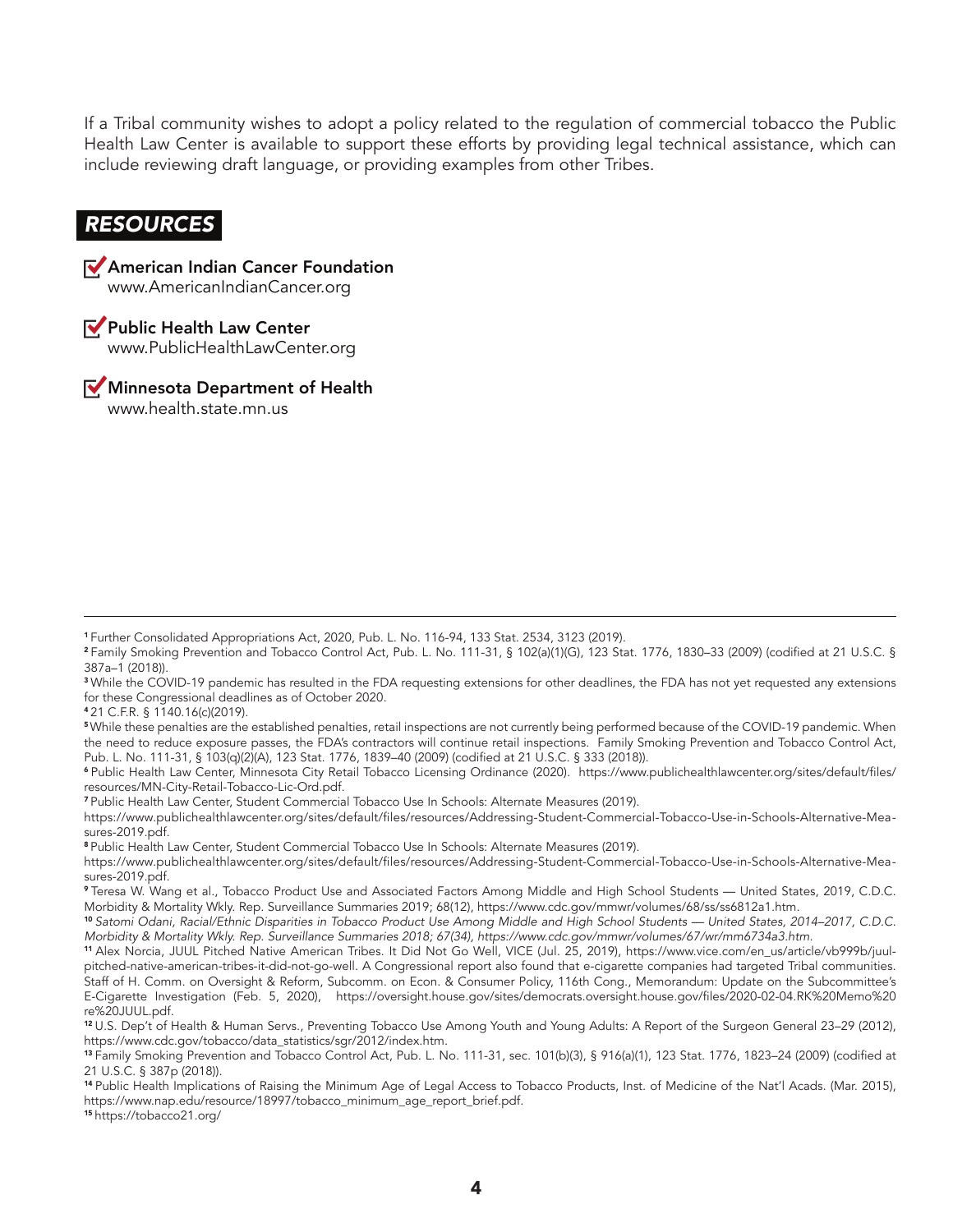If a Tribal community wishes to adopt a policy related to the regulation of commercial tobacco the Public Health Law Center is available to support these efforts by providing legal technical assistance, which can include reviewing draft language, or providing examples from other Tribes.

## *RESOURCES*

- **American Indian Cancer Foundation**
  www.AmericanIndianCancer.org

- **Public Health Law Center**
  www.PublicHealthLawCenter.org

- **Minnesota Department of Health**
  www.health.state.mn.us

---

[1] Further Consolidated Appropriations Act, 2020, Pub. L. No. 116-94, 133 Stat. 2534, 3123 (2019).

[2] Family Smoking Prevention and Tobacco Control Act, Pub. L. No. 111-31, § 102(a)(1)(G), 123 Stat. 1776, 1830–33 (2009) (codified at 21 U.S.C. § 387a–1 (2018)).

[3] While the COVID-19 pandemic has resulted in the FDA requesting extensions for other deadlines, the FDA has not yet requested any extensions for these Congressional deadlines as of October 2020.

[4] 21 C.F.R. § 1140.16(c)(2019).

[5] While these penalties are the established penalties, retail inspections are not currently being performed because of the COVID-19 pandemic. When the need to reduce exposure passes, the FDA's contractors will continue retail inspections. Family Smoking Prevention and Tobacco Control Act, Pub. L. No. 111-31, § 103(q)(2)(A), 123 Stat. 1776, 1839–40 (2009) (codified at 21 U.S.C. § 333 (2018)).

[6] Public Health Law Center, Minnesota City Retail Tobacco Licensing Ordinance (2020). https://www.publichealthlawcenter.org/sites/default/files/resources/MN-City-Retail-Tobacco-Lic-Ord.pdf.

[7] Public Health Law Center, Student Commercial Tobacco Use In Schools: Alternate Measures (2019).
https://www.publichealthlawcenter.org/sites/default/files/resources/Addressing-Student-Commercial-Tobacco-Use-in-Schools-Alternative-Measures-2019.pdf.

[8] Public Health Law Center, Student Commercial Tobacco Use In Schools: Alternate Measures (2019).
https://www.publichealthlawcenter.org/sites/default/files/resources/Addressing-Student-Commercial-Tobacco-Use-in-Schools-Alternative-Measures-2019.pdf.

[9] Teresa W. Wang et al., Tobacco Product Use and Associated Factors Among Middle and High School Students — United States, 2019, C.D.C. Morbidity & Mortality Wkly. Rep. Surveillance Summaries 2019; 68(12), https://www.cdc.gov/mmwr/volumes/68/ss/ss6812a1.htm.

[10] *Satomi Odani, Racial/Ethnic Disparities in Tobacco Product Use Among Middle and High School Students — United States, 2014–2017, C.D.C. Morbidity & Mortality Wkly. Rep. Surveillance Summaries 2018; 67(34), https://www.cdc.gov/mmwr/volumes/67/wr/mm6734a3.htm.*

[11] Alex Norcia, JUUL Pitched Native American Tribes. It Did Not Go Well, VICE (Jul. 25, 2019), https://www.vice.com/en_us/article/vb999b/juul-pitched-native-american-tribes-it-did-not-go-well. A Congressional report also found that e-cigarette companies had targeted Tribal communities. Staff of H. Comm. on Oversight & Reform, Subcomm. on Econ. & Consumer Policy, 116th Cong., Memorandum: Update on the Subcommittee's E-Cigarette Investigation (Feb. 5, 2020), https://oversight.house.gov/sites/democrats.oversight.house.gov/files/2020-02-04.RK%20Memo%20re%20JUUL.pdf.

[12] U.S. Dep't of Health & Human Servs., Preventing Tobacco Use Among Youth and Young Adults: A Report of the Surgeon General 23–29 (2012), https://www.cdc.gov/tobacco/data_statistics/sgr/2012/index.htm.

[13] Family Smoking Prevention and Tobacco Control Act, Pub. L. No. 111-31, sec. 101(b)(3), § 916(a)(1), 123 Stat. 1776, 1823–24 (2009) (codified at 21 U.S.C. § 387p (2018)).

[14] Public Health Implications of Raising the Minimum Age of Legal Access to Tobacco Products, Inst. of Medicine of the Nat'l Acads. (Mar. 2015), https://www.nap.edu/resource/18997/tobacco_minimum_age_report_brief.pdf.

[15] https://tobacco21.org/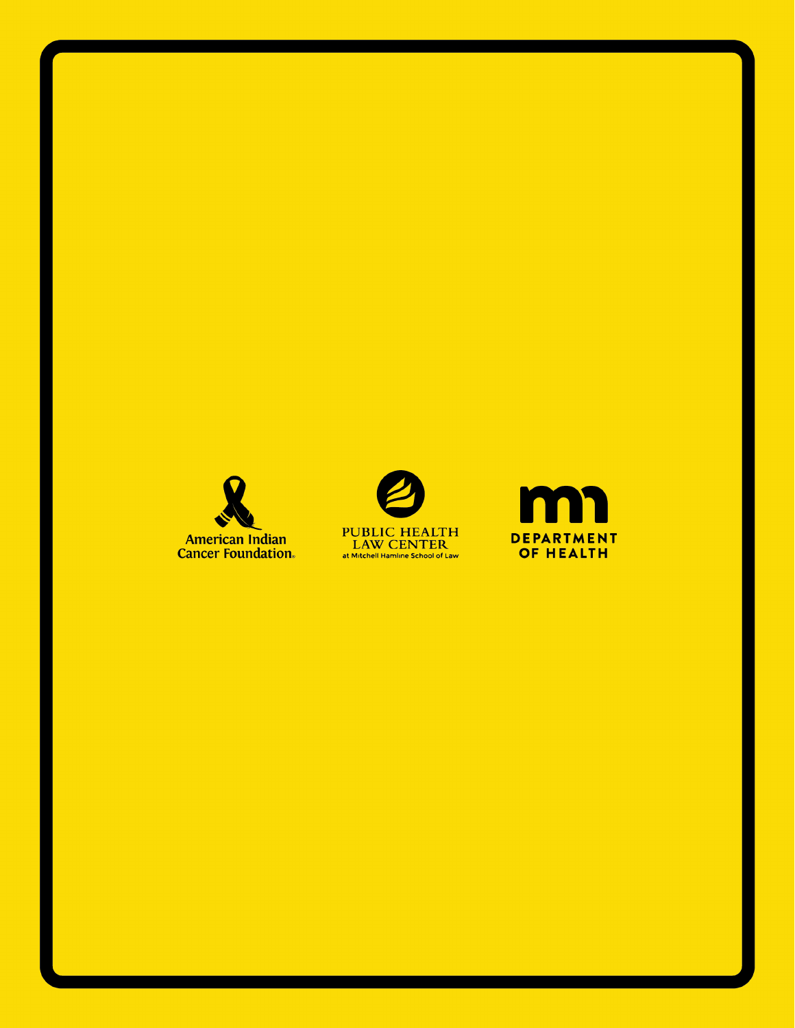American Indian Cancer Foundation®

PUBLIC HEALTH LAW CENTER
at Mitchell Hamline School of Law

DEPARTMENT OF HEALTH